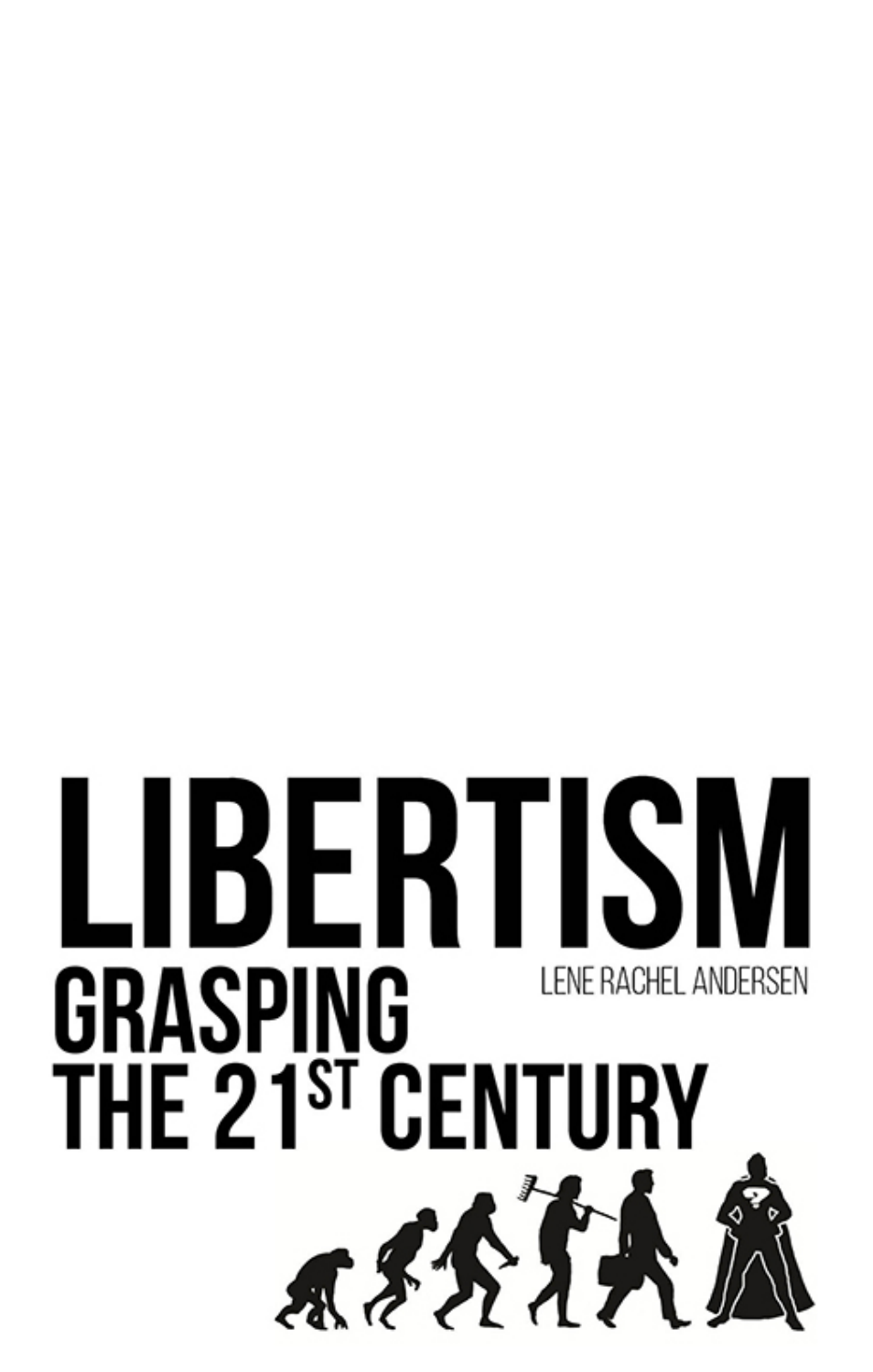# LIBERTISM

## GRASPING THE 21ST CENTURY

LENE RACHEL ANDERSEN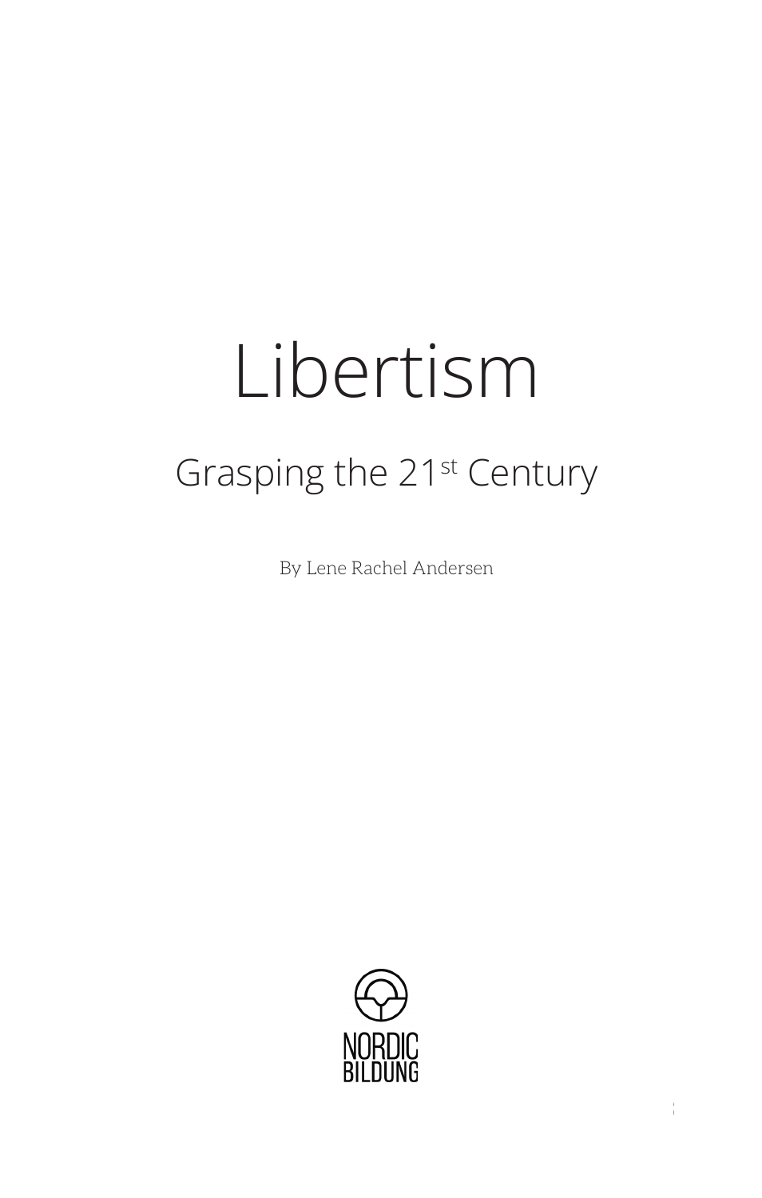# Libertism

## Grasping the 21st Century

By Lene Rachel Andersen

NORDIC BILDUNG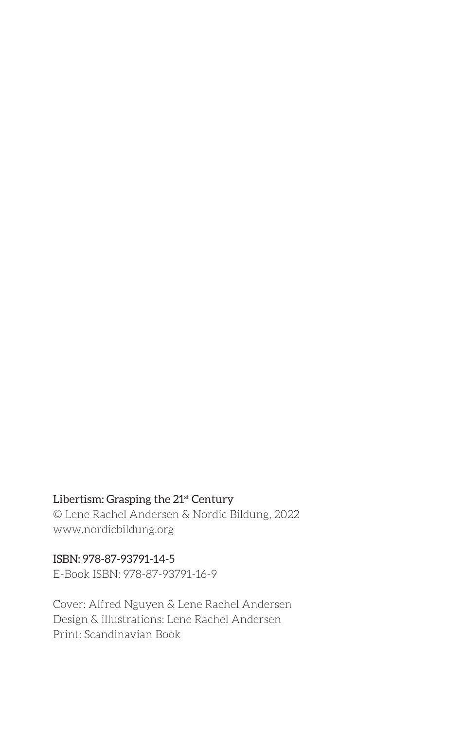**Libertism: Grasping the 21st Century**
© Lene Rachel Andersen & Nordic Bildung, 2022
www.nordicbildung.org

**ISBN: 978-87-93791-14-5**
E-Book ISBN: 978-87-93791-16-9

Cover: Alfred Nguyen & Lene Rachel Andersen
Design & illustrations: Lene Rachel Andersen
Print: Scandinavian Book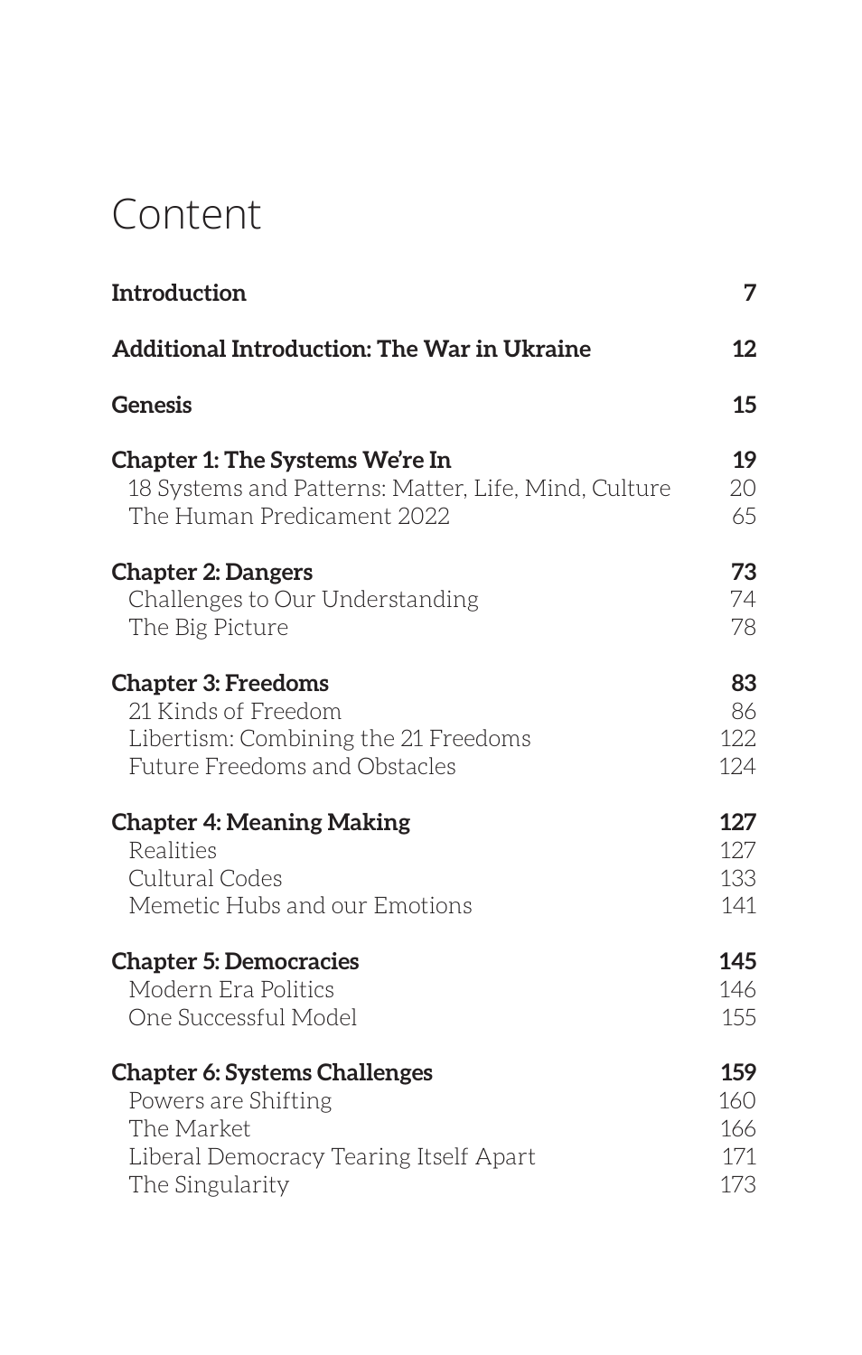# Content

| | |
|---|---|
| **Introduction** | **7** |
| **Additional Introduction: The War in Ukraine** | **12** |
| **Genesis** | **15** |
| **Chapter 1: The Systems We're In** | **19** |
| 18 Systems and Patterns: Matter, Life, Mind, Culture | 20 |
| The Human Predicament 2022 | 65 |
| **Chapter 2: Dangers** | **73** |
| Challenges to Our Understanding | 74 |
| The Big Picture | 78 |
| **Chapter 3: Freedoms** | **83** |
| 21 Kinds of Freedom | 86 |
| Libertism: Combining the 21 Freedoms | 122 |
| Future Freedoms and Obstacles | 124 |
| **Chapter 4: Meaning Making** | **127** |
| Realities | 127 |
| Cultural Codes | 133 |
| Memetic Hubs and our Emotions | 141 |
| **Chapter 5: Democracies** | **145** |
| Modern Era Politics | 146 |
| One Successful Model | 155 |
| **Chapter 6: Systems Challenges** | **159** |
| Powers are Shifting | 160 |
| The Market | 166 |
| Liberal Democracy Tearing Itself Apart | 171 |
| The Singularity | 173 |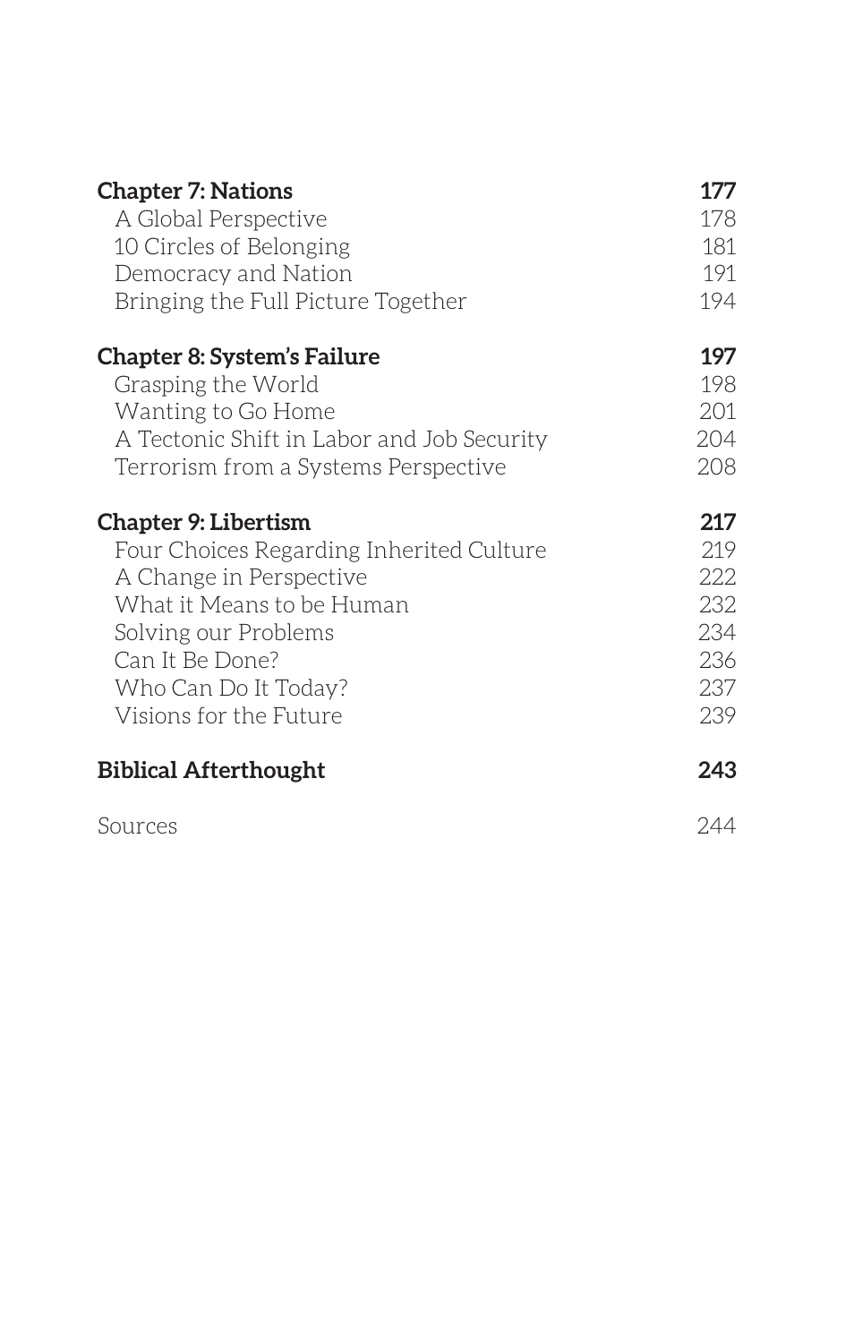| | |
|---|---|
| **Chapter 7: Nations** | **177** |
| A Global Perspective | 178 |
| 10 Circles of Belonging | 181 |
| Democracy and Nation | 191 |
| Bringing the Full Picture Together | 194 |
| **Chapter 8: System's Failure** | **197** |
| Grasping the World | 198 |
| Wanting to Go Home | 201 |
| A Tectonic Shift in Labor and Job Security | 204 |
| Terrorism from a Systems Perspective | 208 |
| **Chapter 9: Libertism** | **217** |
| Four Choices Regarding Inherited Culture | 219 |
| A Change in Perspective | 222 |
| What it Means to be Human | 232 |
| Solving our Problems | 234 |
| Can It Be Done? | 236 |
| Who Can Do It Today? | 237 |
| Visions for the Future | 239 |
| **Biblical Afterthought** | **243** |
| Sources | 244 |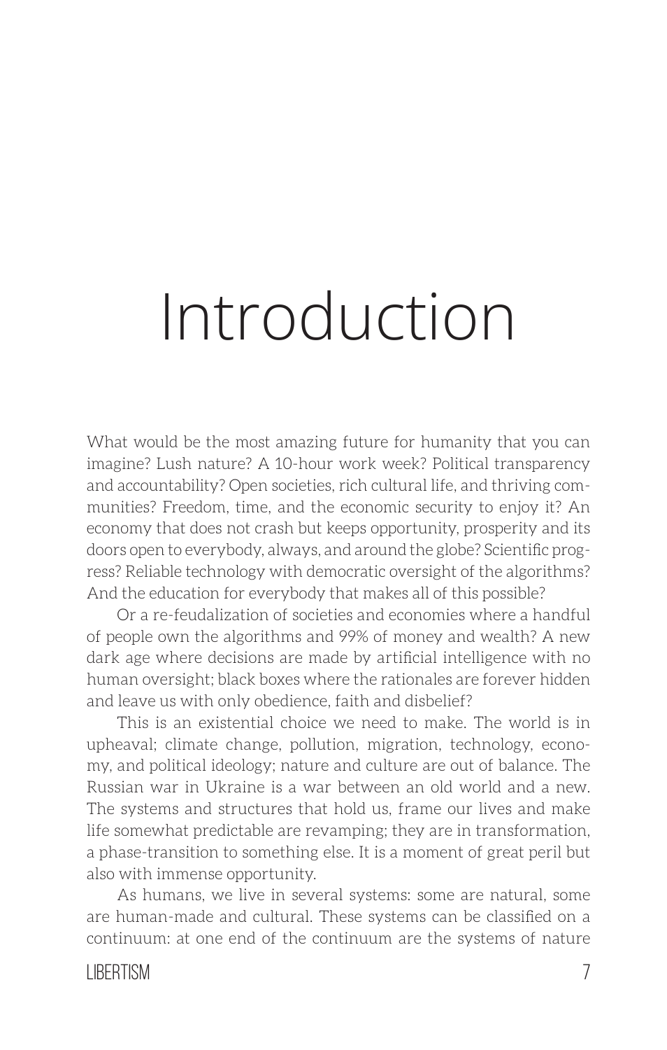# Introduction

What would be the most amazing future for humanity that you can imagine? Lush nature? A 10-hour work week? Political transparency and accountability? Open societies, rich cultural life, and thriving communities? Freedom, time, and the economic security to enjoy it? An economy that does not crash but keeps opportunity, prosperity and its doors open to everybody, always, and around the globe? Scientific progress? Reliable technology with democratic oversight of the algorithms? And the education for everybody that makes all of this possible?

Or a re-feudalization of societies and economies where a handful of people own the algorithms and 99% of money and wealth? A new dark age where decisions are made by artificial intelligence with no human oversight; black boxes where the rationales are forever hidden and leave us with only obedience, faith and disbelief?

This is an existential choice we need to make. The world is in upheaval; climate change, pollution, migration, technology, economy, and political ideology; nature and culture are out of balance. The Russian war in Ukraine is a war between an old world and a new. The systems and structures that hold us, frame our lives and make life somewhat predictable are revamping; they are in transformation, a phase-transition to something else. It is a moment of great peril but also with immense opportunity.

As humans, we live in several systems: some are natural, some are human-made and cultural. These systems can be classified on a continuum: at one end of the continuum are the systems of nature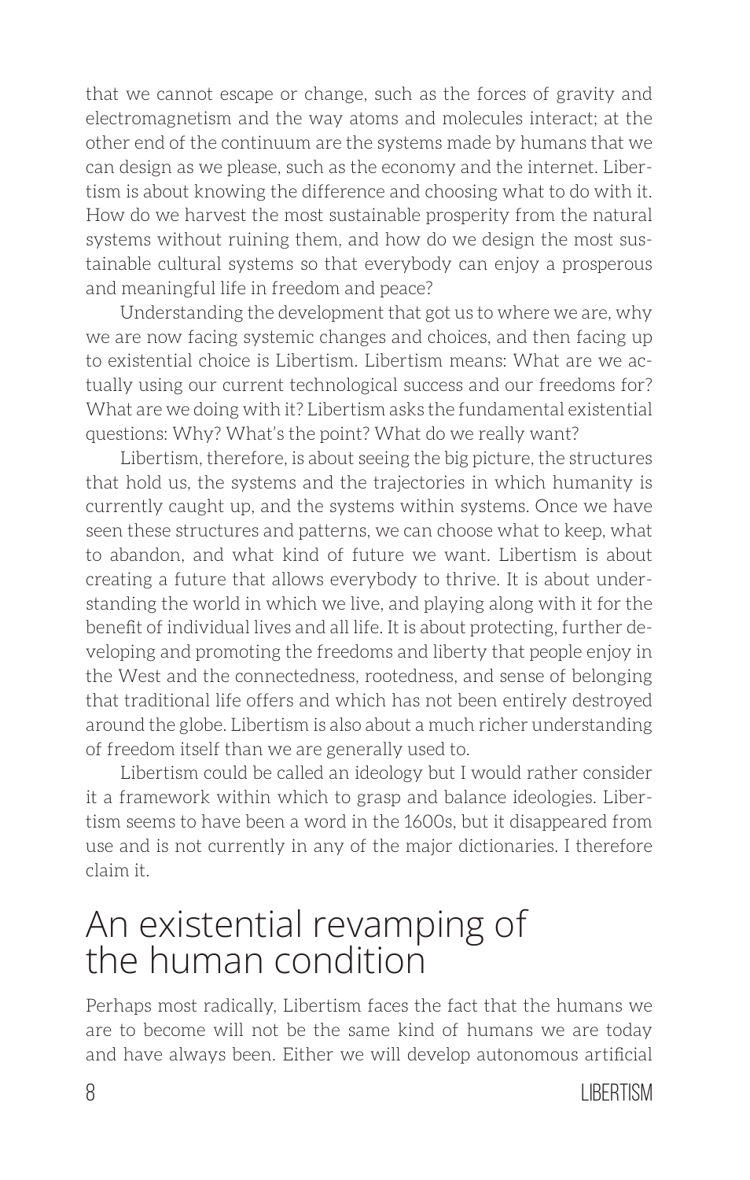that we cannot escape or change, such as the forces of gravity and electromagnetism and the way atoms and molecules interact; at the other end of the continuum are the systems made by humans that we can design as we please, such as the economy and the internet. Libertism is about knowing the difference and choosing what to do with it. How do we harvest the most sustainable prosperity from the natural systems without ruining them, and how do we design the most sustainable cultural systems so that everybody can enjoy a prosperous and meaningful life in freedom and peace?

Understanding the development that got us to where we are, why we are now facing systemic changes and choices, and then facing up to existential choice is Libertism. Libertism means: What are we actually using our current technological success and our freedoms for? What are we doing with it? Libertism asks the fundamental existential questions: Why? What's the point? What do we really want?

Libertism, therefore, is about seeing the big picture, the structures that hold us, the systems and the trajectories in which humanity is currently caught up, and the systems within systems. Once we have seen these structures and patterns, we can choose what to keep, what to abandon, and what kind of future we want. Libertism is about creating a future that allows everybody to thrive. It is about understanding the world in which we live, and playing along with it for the benefit of individual lives and all life. It is about protecting, further developing and promoting the freedoms and liberty that people enjoy in the West and the connectedness, rootedness, and sense of belonging that traditional life offers and which has not been entirely destroyed around the globe. Libertism is also about a much richer understanding of freedom itself than we are generally used to.

Libertism could be called an ideology but I would rather consider it a framework within which to grasp and balance ideologies. Libertism seems to have been a word in the 1600s, but it disappeared from use and is not currently in any of the major dictionaries. I therefore claim it.

## An existential revamping of the human condition

Perhaps most radically, Libertism faces the fact that the humans we are to become will not be the same kind of humans we are today and have always been. Either we will develop autonomous artificial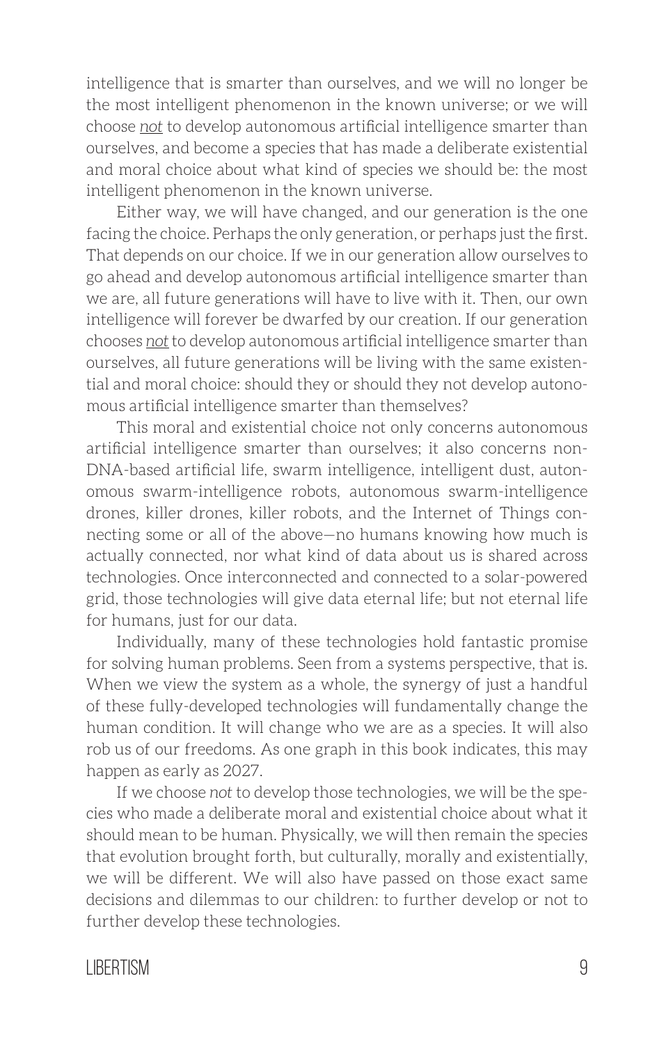intelligence that is smarter than ourselves, and we will no longer be the most intelligent phenomenon in the known universe; or we will choose *not* to develop autonomous artificial intelligence smarter than ourselves, and become a species that has made a deliberate existential and moral choice about what kind of species we should be: the most intelligent phenomenon in the known universe.

Either way, we will have changed, and our generation is the one facing the choice. Perhaps the only generation, or perhaps just the first. That depends on our choice. If we in our generation allow ourselves to go ahead and develop autonomous artificial intelligence smarter than we are, all future generations will have to live with it. Then, our own intelligence will forever be dwarfed by our creation. If our generation chooses *not* to develop autonomous artificial intelligence smarter than ourselves, all future generations will be living with the same existential and moral choice: should they or should they not develop autonomous artificial intelligence smarter than themselves?

This moral and existential choice not only concerns autonomous artificial intelligence smarter than ourselves; it also concerns non-DNA-based artificial life, swarm intelligence, intelligent dust, autonomous swarm-intelligence robots, autonomous swarm-intelligence drones, killer drones, killer robots, and the Internet of Things connecting some or all of the above—no humans knowing how much is actually connected, nor what kind of data about us is shared across technologies. Once interconnected and connected to a solar-powered grid, those technologies will give data eternal life; but not eternal life for humans, just for our data.

Individually, many of these technologies hold fantastic promise for solving human problems. Seen from a systems perspective, that is. When we view the system as a whole, the synergy of just a handful of these fully-developed technologies will fundamentally change the human condition. It will change who we are as a species. It will also rob us of our freedoms. As one graph in this book indicates, this may happen as early as 2027.

If we choose *not* to develop those technologies, we will be the species who made a deliberate moral and existential choice about what it should mean to be human. Physically, we will then remain the species that evolution brought forth, but culturally, morally and existentially, we will be different. We will also have passed on those exact same decisions and dilemmas to our children: to further develop or not to further develop these technologies.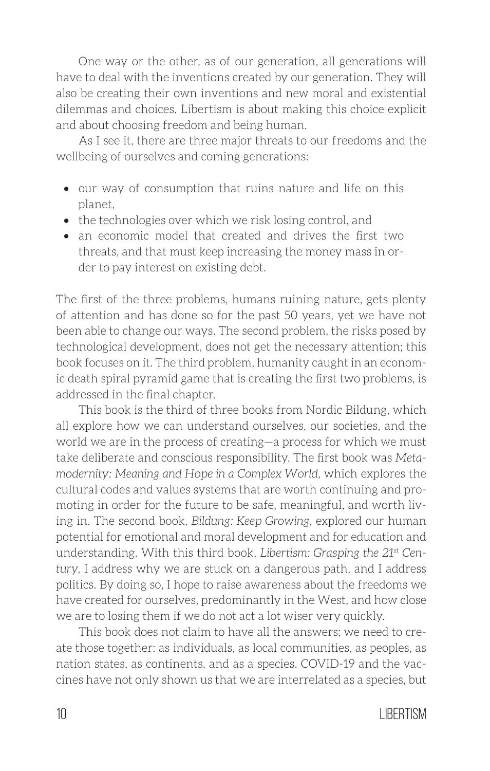One way or the other, as of our generation, all generations will have to deal with the inventions created by our generation. They will also be creating their own inventions and new moral and existential dilemmas and choices. Libertism is about making this choice explicit and about choosing freedom and being human.

As I see it, there are three major threats to our freedoms and the wellbeing of ourselves and coming generations:

- our way of consumption that ruins nature and life on this planet,
- the technologies over which we risk losing control, and
- an economic model that created and drives the first two threats, and that must keep increasing the money mass in order to pay interest on existing debt.

The first of the three problems, humans ruining nature, gets plenty of attention and has done so for the past 50 years, yet we have not been able to change our ways. The second problem, the risks posed by technological development, does not get the necessary attention; this book focuses on it. The third problem, humanity caught in an economic death spiral pyramid game that is creating the first two problems, is addressed in the final chapter.

This book is the third of three books from Nordic Bildung, which all explore how we can understand ourselves, our societies, and the world we are in the process of creating—a process for which we must take deliberate and conscious responsibility. The first book was *Metamodernity: Meaning and Hope in a Complex World*, which explores the cultural codes and values systems that are worth continuing and promoting in order for the future to be safe, meaningful, and worth living in. The second book, *Bildung: Keep Growing*, explored our human potential for emotional and moral development and for education and understanding. With this third book, *Libertism: Grasping the 21st Century*, I address why we are stuck on a dangerous path, and I address politics. By doing so, I hope to raise awareness about the freedoms we have created for ourselves, predominantly in the West, and how close we are to losing them if we do not act a lot wiser very quickly.

This book does not claim to have all the answers; we need to create those together: as individuals, as local communities, as peoples, as nation states, as continents, and as a species. COVID-19 and the vaccines have not only shown us that we are interrelated as a species, but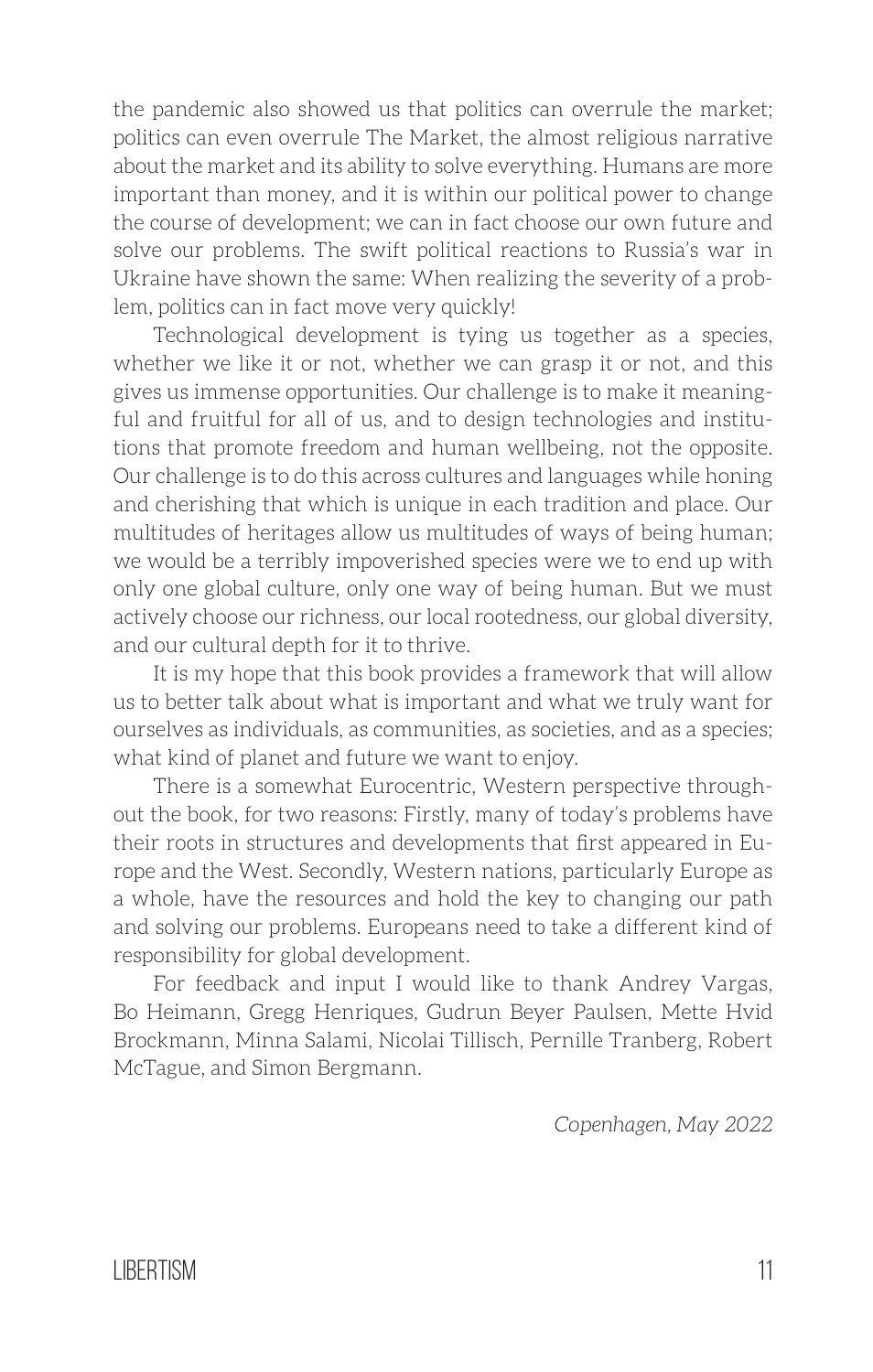the pandemic also showed us that politics can overrule the market; politics can even overrule The Market, the almost religious narrative about the market and its ability to solve everything. Humans are more important than money, and it is within our political power to change the course of development; we can in fact choose our own future and solve our problems. The swift political reactions to Russia's war in Ukraine have shown the same: When realizing the severity of a problem, politics can in fact move very quickly!

Technological development is tying us together as a species, whether we like it or not, whether we can grasp it or not, and this gives us immense opportunities. Our challenge is to make it meaningful and fruitful for all of us, and to design technologies and institutions that promote freedom and human wellbeing, not the opposite. Our challenge is to do this across cultures and languages while honing and cherishing that which is unique in each tradition and place. Our multitudes of heritages allow us multitudes of ways of being human; we would be a terribly impoverished species were we to end up with only one global culture, only one way of being human. But we must actively choose our richness, our local rootedness, our global diversity, and our cultural depth for it to thrive.

It is my hope that this book provides a framework that will allow us to better talk about what is important and what we truly want for ourselves as individuals, as communities, as societies, and as a species; what kind of planet and future we want to enjoy.

There is a somewhat Eurocentric, Western perspective throughout the book, for two reasons: Firstly, many of today's problems have their roots in structures and developments that first appeared in Europe and the West. Secondly, Western nations, particularly Europe as a whole, have the resources and hold the key to changing our path and solving our problems. Europeans need to take a different kind of responsibility for global development.

For feedback and input I would like to thank Andrey Vargas, Bo Heimann, Gregg Henriques, Gudrun Beyer Paulsen, Mette Hvid Brockmann, Minna Salami, Nicolai Tillisch, Pernille Tranberg, Robert McTague, and Simon Bergmann.

*Copenhagen, May 2022*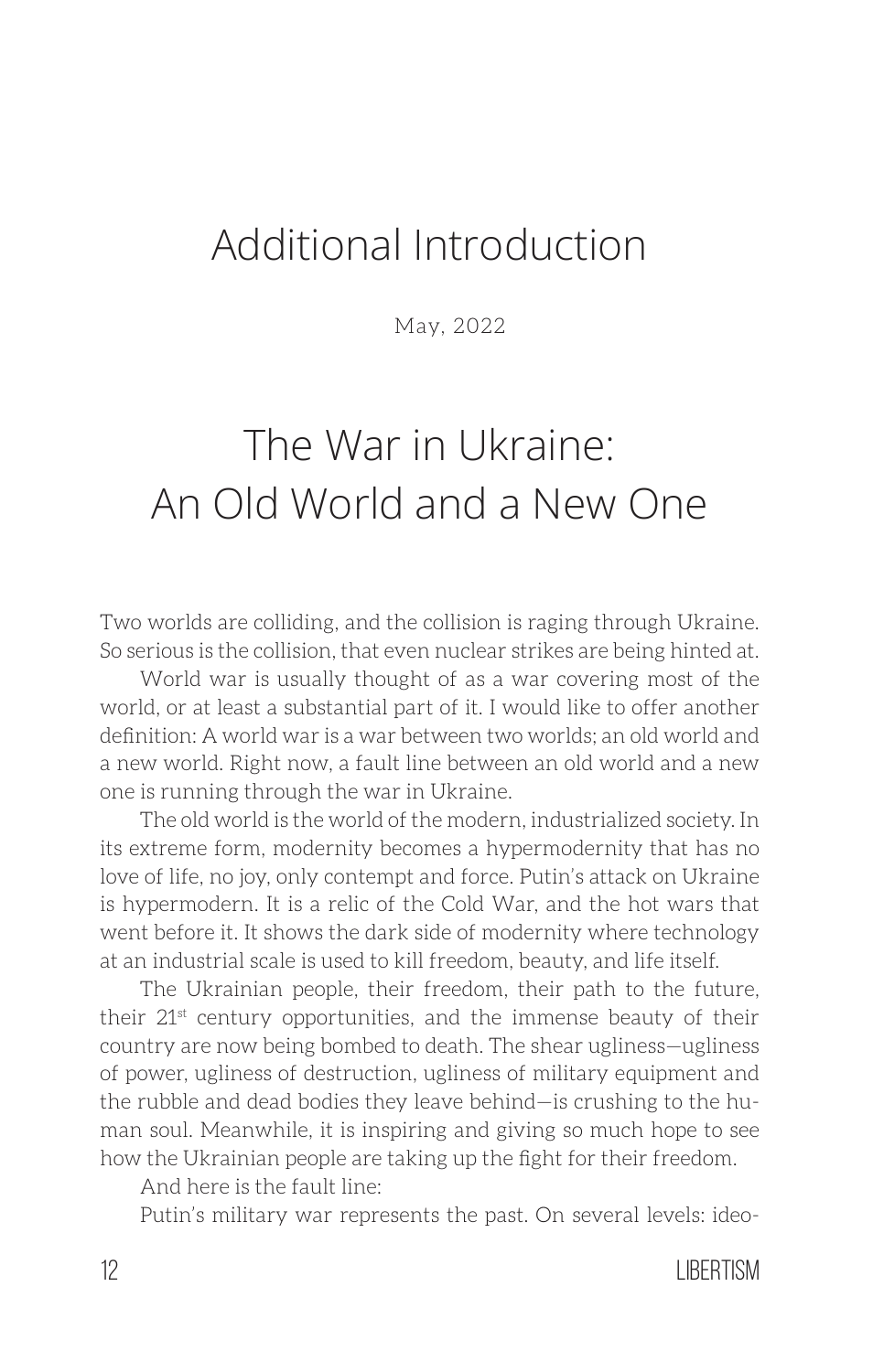# Additional Introduction

May, 2022

## The War in Ukraine: An Old World and a New One

Two worlds are colliding, and the collision is raging through Ukraine. So serious is the collision, that even nuclear strikes are being hinted at.

World war is usually thought of as a war covering most of the world, or at least a substantial part of it. I would like to offer another definition: A world war is a war between two worlds; an old world and a new world. Right now, a fault line between an old world and a new one is running through the war in Ukraine.

The old world is the world of the modern, industrialized society. In its extreme form, modernity becomes a hypermodernity that has no love of life, no joy, only contempt and force. Putin's attack on Ukraine is hypermodern. It is a relic of the Cold War, and the hot wars that went before it. It shows the dark side of modernity where technology at an industrial scale is used to kill freedom, beauty, and life itself.

The Ukrainian people, their freedom, their path to the future, their 21st century opportunities, and the immense beauty of their country are now being bombed to death. The shear ugliness—ugliness of power, ugliness of destruction, ugliness of military equipment and the rubble and dead bodies they leave behind—is crushing to the human soul. Meanwhile, it is inspiring and giving so much hope to see how the Ukrainian people are taking up the fight for their freedom.

And here is the fault line:

Putin's military war represents the past. On several levels: ideo-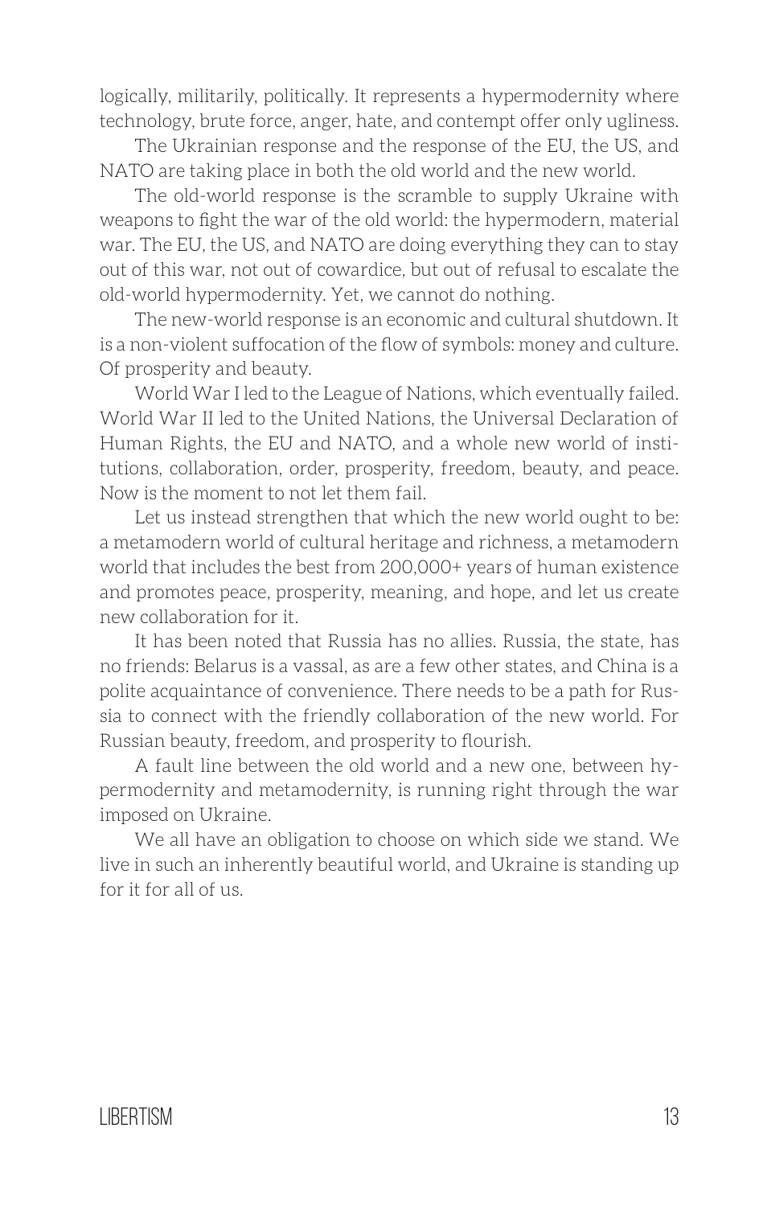logically, militarily, politically. It represents a hypermodernity where technology, brute force, anger, hate, and contempt offer only ugliness.

The Ukrainian response and the response of the EU, the US, and NATO are taking place in both the old world and the new world.

The old-world response is the scramble to supply Ukraine with weapons to fight the war of the old world: the hypermodern, material war. The EU, the US, and NATO are doing everything they can to stay out of this war, not out of cowardice, but out of refusal to escalate the old-world hypermodernity. Yet, we cannot do nothing.

The new-world response is an economic and cultural shutdown. It is a non-violent suffocation of the flow of symbols: money and culture. Of prosperity and beauty.

World War I led to the League of Nations, which eventually failed. World War II led to the United Nations, the Universal Declaration of Human Rights, the EU and NATO, and a whole new world of institutions, collaboration, order, prosperity, freedom, beauty, and peace. Now is the moment to not let them fail.

Let us instead strengthen that which the new world ought to be: a metamodern world of cultural heritage and richness, a metamodern world that includes the best from 200,000+ years of human existence and promotes peace, prosperity, meaning, and hope, and let us create new collaboration for it.

It has been noted that Russia has no allies. Russia, the state, has no friends: Belarus is a vassal, as are a few other states, and China is a polite acquaintance of convenience. There needs to be a path for Russia to connect with the friendly collaboration of the new world. For Russian beauty, freedom, and prosperity to flourish.

A fault line between the old world and a new one, between hypermodernity and metamodernity, is running right through the war imposed on Ukraine.

We all have an obligation to choose on which side we stand. We live in such an inherently beautiful world, and Ukraine is standing up for it for all of us.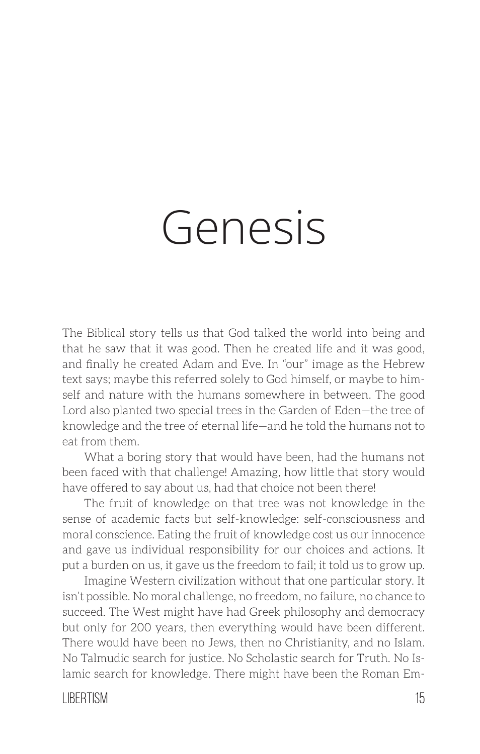# Genesis

The Biblical story tells us that God talked the world into being and that he saw that it was good. Then he created life and it was good, and finally he created Adam and Eve. In "our" image as the Hebrew text says; maybe this referred solely to God himself, or maybe to himself and nature with the humans somewhere in between. The good Lord also planted two special trees in the Garden of Eden—the tree of knowledge and the tree of eternal life—and he told the humans not to eat from them.

What a boring story that would have been, had the humans not been faced with that challenge! Amazing, how little that story would have offered to say about us, had that choice not been there!

The fruit of knowledge on that tree was not knowledge in the sense of academic facts but self-knowledge: self-consciousness and moral conscience. Eating the fruit of knowledge cost us our innocence and gave us individual responsibility for our choices and actions. It put a burden on us, it gave us the freedom to fail; it told us to grow up.

Imagine Western civilization without that one particular story. It isn't possible. No moral challenge, no freedom, no failure, no chance to succeed. The West might have had Greek philosophy and democracy but only for 200 years, then everything would have been different. There would have been no Jews, then no Christianity, and no Islam. No Talmudic search for justice. No Scholastic search for Truth. No Islamic search for knowledge. There might have been the Roman Em-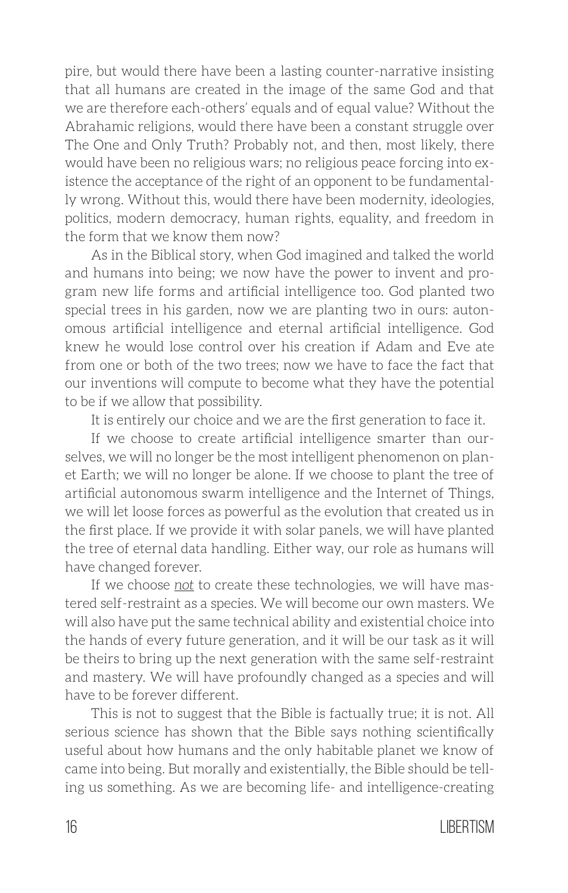pire, but would there have been a lasting counter-narrative insisting that all humans are created in the image of the same God and that we are therefore each-others' equals and of equal value? Without the Abrahamic religions, would there have been a constant struggle over The One and Only Truth? Probably not, and then, most likely, there would have been no religious wars; no religious peace forcing into existence the acceptance of the right of an opponent to be fundamentally wrong. Without this, would there have been modernity, ideologies, politics, modern democracy, human rights, equality, and freedom in the form that we know them now?

As in the Biblical story, when God imagined and talked the world and humans into being; we now have the power to invent and program new life forms and artificial intelligence too. God planted two special trees in his garden, now we are planting two in ours: autonomous artificial intelligence and eternal artificial intelligence. God knew he would lose control over his creation if Adam and Eve ate from one or both of the two trees; now we have to face the fact that our inventions will compute to become what they have the potential to be if we allow that possibility.

It is entirely our choice and we are the first generation to face it.

If we choose to create artificial intelligence smarter than ourselves, we will no longer be the most intelligent phenomenon on planet Earth; we will no longer be alone. If we choose to plant the tree of artificial autonomous swarm intelligence and the Internet of Things, we will let loose forces as powerful as the evolution that created us in the first place. If we provide it with solar panels, we will have planted the tree of eternal data handling. Either way, our role as humans will have changed forever.

If we choose *not* to create these technologies, we will have mastered self-restraint as a species. We will become our own masters. We will also have put the same technical ability and existential choice into the hands of every future generation, and it will be our task as it will be theirs to bring up the next generation with the same self-restraint and mastery. We will have profoundly changed as a species and will have to be forever different.

This is not to suggest that the Bible is factually true; it is not. All serious science has shown that the Bible says nothing scientifically useful about how humans and the only habitable planet we know of came into being. But morally and existentially, the Bible should be telling us something. As we are becoming life- and intelligence-creating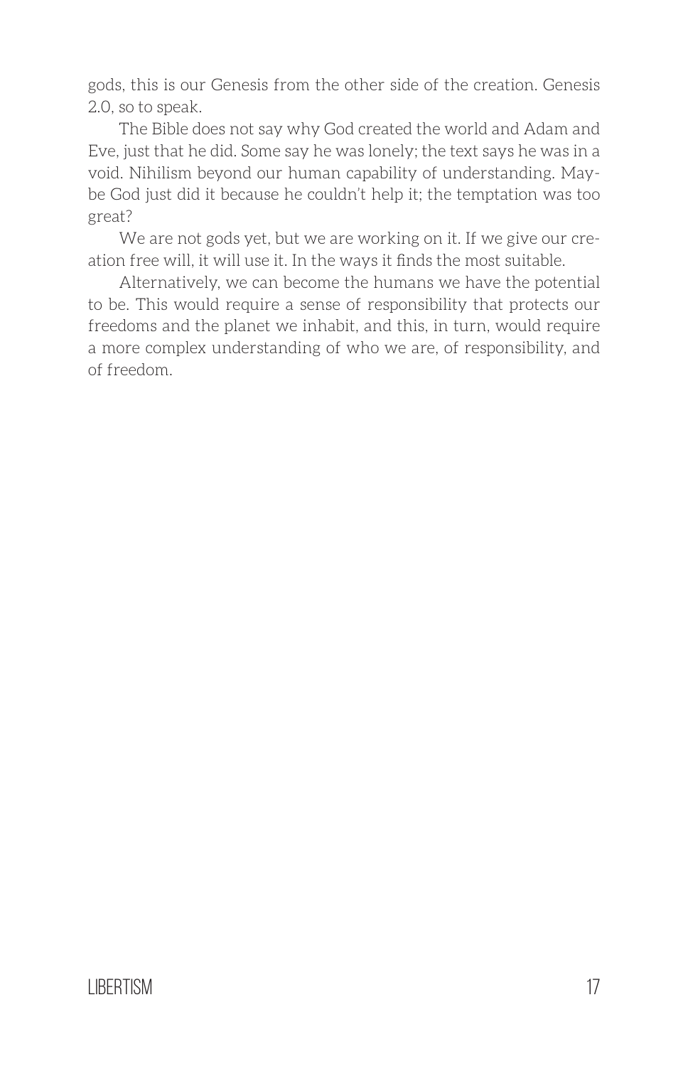gods, this is our Genesis from the other side of the creation. Genesis 2.0, so to speak.

The Bible does not say why God created the world and Adam and Eve, just that he did. Some say he was lonely; the text says he was in a void. Nihilism beyond our human capability of understanding. Maybe God just did it because he couldn't help it; the temptation was too great?

We are not gods yet, but we are working on it. If we give our creation free will, it will use it. In the ways it finds the most suitable.

Alternatively, we can become the humans we have the potential to be. This would require a sense of responsibility that protects our freedoms and the planet we inhabit, and this, in turn, would require a more complex understanding of who we are, of responsibility, and of freedom.